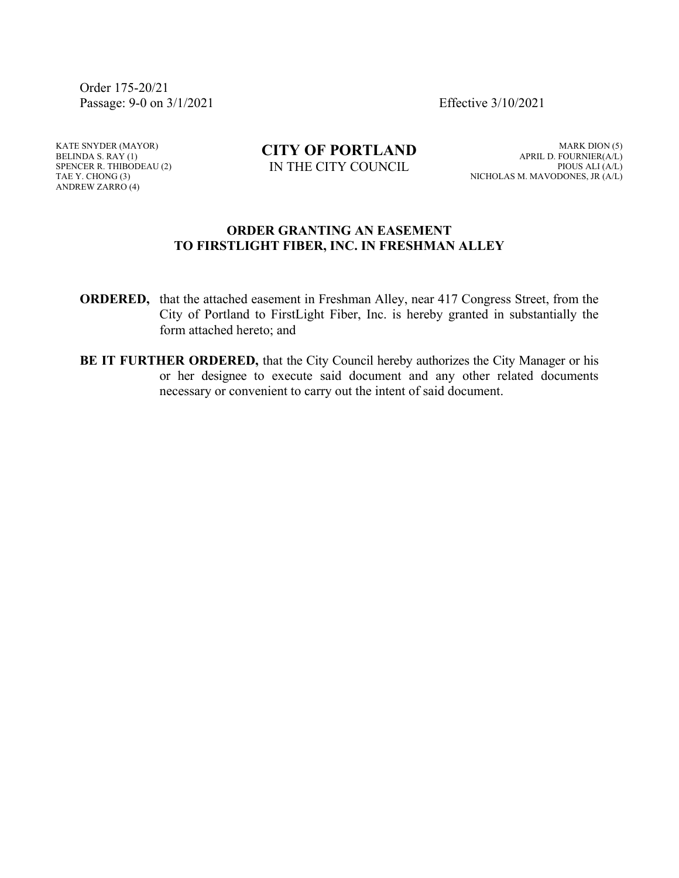Order 175-20/21
Passage: 9-0 on 3/1/2021

Effective 3/10/2021

KATE SNYDER (MAYOR)
BELINDA S. RAY (1)
SPENCER R. THIBODEAU (2)
TAE Y. CHONG (3)
ANDREW ZARRO (4)

**CITY OF PORTLAND**
IN THE CITY COUNCIL

MARK DION (5)
APRIL D. FOURNIER(A/L)
PIOUS ALI (A/L)
NICHOLAS M. MAVODONES, JR (A/L)

**ORDER GRANTING AN EASEMENT TO FIRSTLIGHT FIBER, INC. IN FRESHMAN ALLEY**

**ORDERED,** that the attached easement in Freshman Alley, near 417 Congress Street, from the City of Portland to FirstLight Fiber, Inc. is hereby granted in substantially the form attached hereto; and

**BE IT FURTHER ORDERED,** that the City Council hereby authorizes the City Manager or his or her designee to execute said document and any other related documents necessary or convenient to carry out the intent of said document.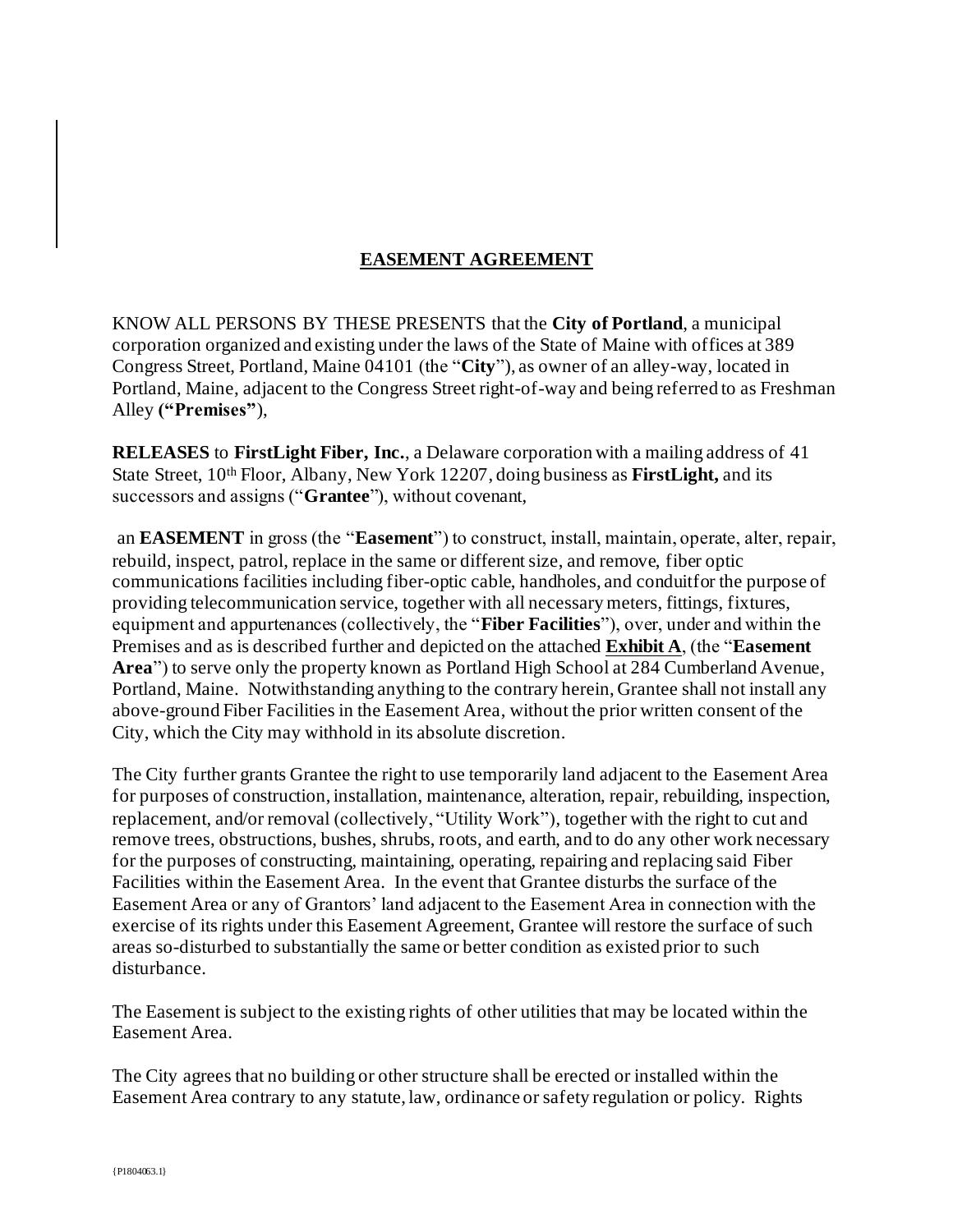## EASEMENT AGREEMENT

KNOW ALL PERSONS BY THESE PRESENTS that the **City of Portland**, a municipal corporation organized and existing under the laws of the State of Maine with offices at 389 Congress Street, Portland, Maine 04101 (the "**City**"), as owner of an alley-way, located in Portland, Maine, adjacent to the Congress Street right-of-way and being referred to as Freshman Alley **("Premises"**),

**RELEASES** to **FirstLight Fiber, Inc.**, a Delaware corporation with a mailing address of 41 State Street, 10th Floor, Albany, New York 12207, doing business as **FirstLight,** and its successors and assigns ("**Grantee**"), without covenant,

an **EASEMENT** in gross (the "**Easement**") to construct, install, maintain, operate, alter, repair, rebuild, inspect, patrol, replace in the same or different size, and remove, fiber optic communications facilities including fiber-optic cable, handholes, and conduitfor the purpose of providing telecommunication service, together with all necessary meters, fittings, fixtures, equipment and appurtenances (collectively, the "**Fiber Facilities**"), over, under and within the Premises and as is described further and depicted on the attached **Exhibit A**, (the "**Easement Area**") to serve only the property known as Portland High School at 284 Cumberland Avenue, Portland, Maine. Notwithstanding anything to the contrary herein, Grantee shall not install any above-ground Fiber Facilities in the Easement Area, without the prior written consent of the City, which the City may withhold in its absolute discretion.

The City further grants Grantee the right to use temporarily land adjacent to the Easement Area for purposes of construction, installation, maintenance, alteration, repair, rebuilding, inspection, replacement, and/or removal (collectively, "Utility Work"), together with the right to cut and remove trees, obstructions, bushes, shrubs, roots, and earth, and to do any other work necessary for the purposes of constructing, maintaining, operating, repairing and replacing said Fiber Facilities within the Easement Area. In the event that Grantee disturbs the surface of the Easement Area or any of Grantors' land adjacent to the Easement Area in connection with the exercise of its rights under this Easement Agreement, Grantee will restore the surface of such areas so-disturbed to substantially the same or better condition as existed prior to such disturbance.

The Easement is subject to the existing rights of other utilities that may be located within the Easement Area.

The City agrees that no building or other structure shall be erected or installed within the Easement Area contrary to any statute, law, ordinance or safety regulation or policy. Rights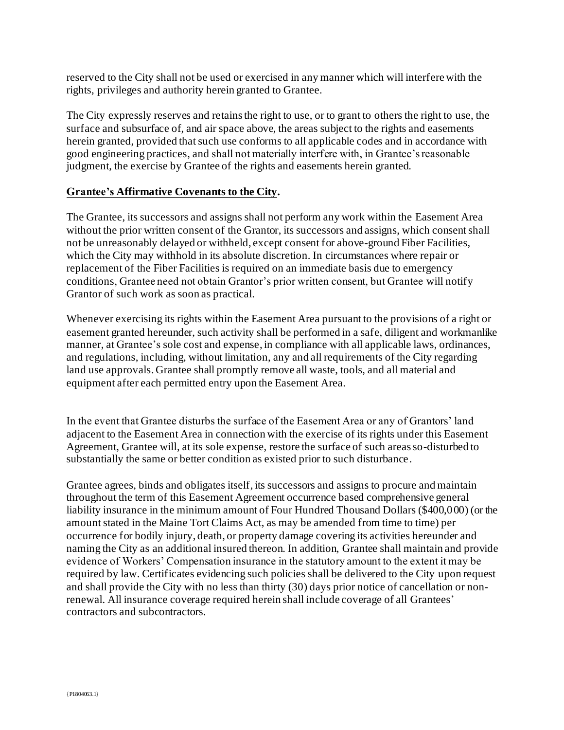reserved to the City shall not be used or exercised in any manner which will interfere with the rights, privileges and authority herein granted to Grantee.

The City expressly reserves and retains the right to use, or to grant to others the right to use, the surface and subsurface of, and air space above, the areas subject to the rights and easements herein granted, provided that such use conforms to all applicable codes and in accordance with good engineering practices, and shall not materially interfere with, in Grantee's reasonable judgment, the exercise by Grantee of the rights and easements herein granted.

**Grantee's Affirmative Covenants to the City.**

The Grantee, its successors and assigns shall not perform any work within the Easement Area without the prior written consent of the Grantor, its successors and assigns, which consent shall not be unreasonably delayed or withheld, except consent for above-ground Fiber Facilities, which the City may withhold in its absolute discretion. In circumstances where repair or replacement of the Fiber Facilities is required on an immediate basis due to emergency conditions, Grantee need not obtain Grantor's prior written consent, but Grantee will notify Grantor of such work as soon as practical.

Whenever exercising its rights within the Easement Area pursuant to the provisions of a right or easement granted hereunder, such activity shall be performed in a safe, diligent and workmanlike manner, at Grantee's sole cost and expense, in compliance with all applicable laws, ordinances, and regulations, including, without limitation, any and all requirements of the City regarding land use approvals. Grantee shall promptly remove all waste, tools, and all material and equipment after each permitted entry upon the Easement Area.

In the event that Grantee disturbs the surface of the Easement Area or any of Grantors' land adjacent to the Easement Area in connection with the exercise of its rights under this Easement Agreement, Grantee will, at its sole expense, restore the surface of such areas so-disturbed to substantially the same or better condition as existed prior to such disturbance.

Grantee agrees, binds and obligates itself, its successors and assigns to procure and maintain throughout the term of this Easement Agreement occurrence based comprehensive general liability insurance in the minimum amount of Four Hundred Thousand Dollars ($400,000) (or the amount stated in the Maine Tort Claims Act, as may be amended from time to time) per occurrence for bodily injury, death, or property damage covering its activities hereunder and naming the City as an additional insured thereon. In addition, Grantee shall maintain and provide evidence of Workers' Compensation insurance in the statutory amount to the extent it may be required by law. Certificates evidencing such policies shall be delivered to the City upon request and shall provide the City with no less than thirty (30) days prior notice of cancellation or non-renewal. All insurance coverage required herein shall include coverage of all Grantees' contractors and subcontractors.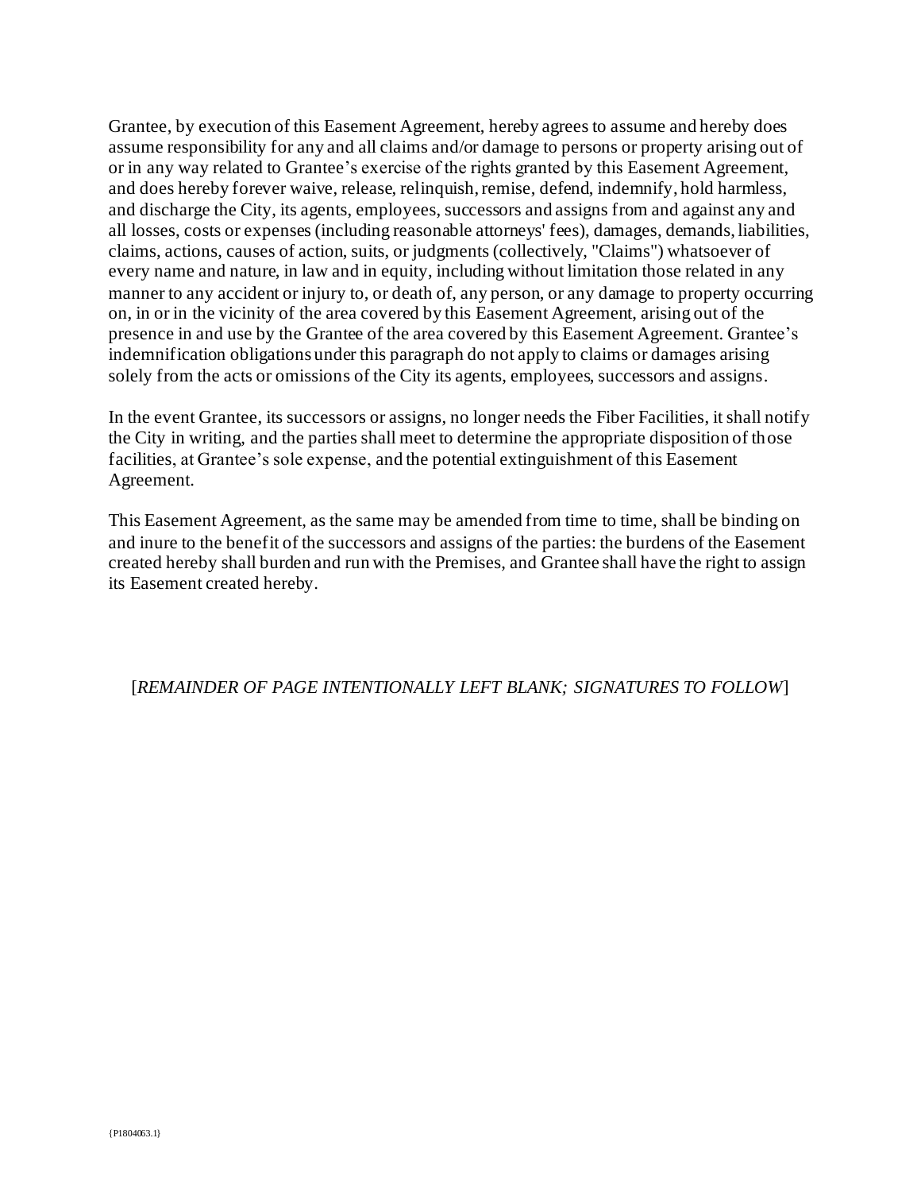Grantee, by execution of this Easement Agreement, hereby agrees to assume and hereby does assume responsibility for any and all claims and/or damage to persons or property arising out of or in any way related to Grantee's exercise of the rights granted by this Easement Agreement, and does hereby forever waive, release, relinquish, remise, defend, indemnify, hold harmless, and discharge the City, its agents, employees, successors and assigns from and against any and all losses, costs or expenses (including reasonable attorneys' fees), damages, demands, liabilities, claims, actions, causes of action, suits, or judgments (collectively, "Claims") whatsoever of every name and nature, in law and in equity, including without limitation those related in any manner to any accident or injury to, or death of, any person, or any damage to property occurring on, in or in the vicinity of the area covered by this Easement Agreement, arising out of the presence in and use by the Grantee of the area covered by this Easement Agreement. Grantee's indemnification obligations under this paragraph do not apply to claims or damages arising solely from the acts or omissions of the City its agents, employees, successors and assigns.

In the event Grantee, its successors or assigns, no longer needs the Fiber Facilities, it shall notify the City in writing, and the parties shall meet to determine the appropriate disposition of those facilities, at Grantee's sole expense, and the potential extinguishment of this Easement Agreement.

This Easement Agreement, as the same may be amended from time to time, shall be binding on and inure to the benefit of the successors and assigns of the parties: the burdens of the Easement created hereby shall burden and run with the Premises, and Grantee shall have the right to assign its Easement created hereby.

[*REMAINDER OF PAGE INTENTIONALLY LEFT BLANK; SIGNATURES TO FOLLOW*]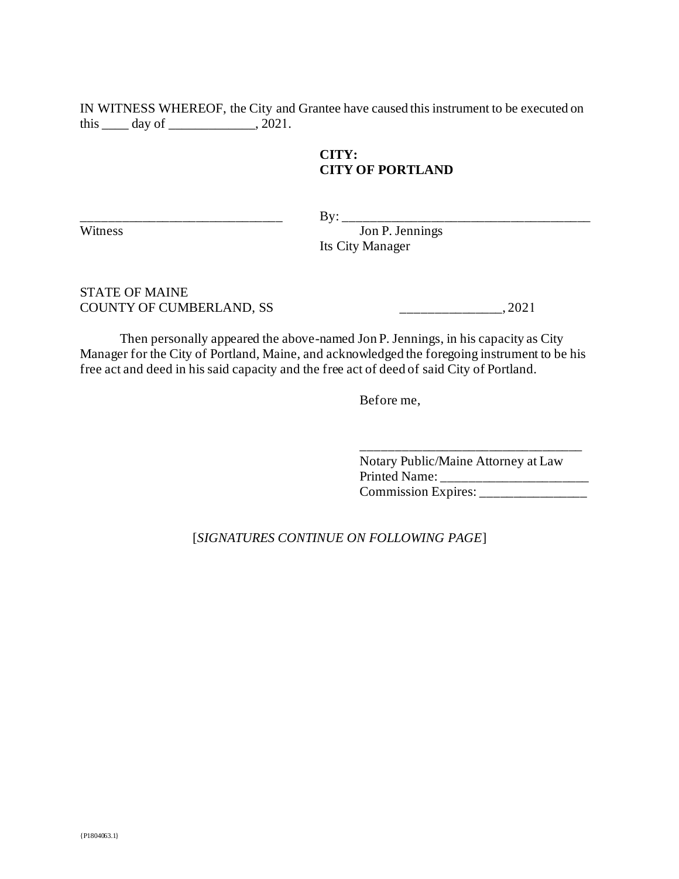IN WITNESS WHEREOF, the City and Grantee have caused this instrument to be executed on this ____ day of _____________, 2021.

**CITY:**
**CITY OF PORTLAND**

______________________________ By: ______________________________________
Witness Jon P. Jennings
Its City Manager

STATE OF MAINE
COUNTY OF CUMBERLAND, SS _______________, 2021

Then personally appeared the above-named Jon P. Jennings, in his capacity as City Manager for the City of Portland, Maine, and acknowledged the foregoing instrument to be his free act and deed in his said capacity and the free act of deed of said City of Portland.

Before me,

__________________________________
Notary Public/Maine Attorney at Law
Printed Name: ______________________
Commission Expires: ________________

[*SIGNATURES CONTINUE ON FOLLOWING PAGE*]

{P1804063.1}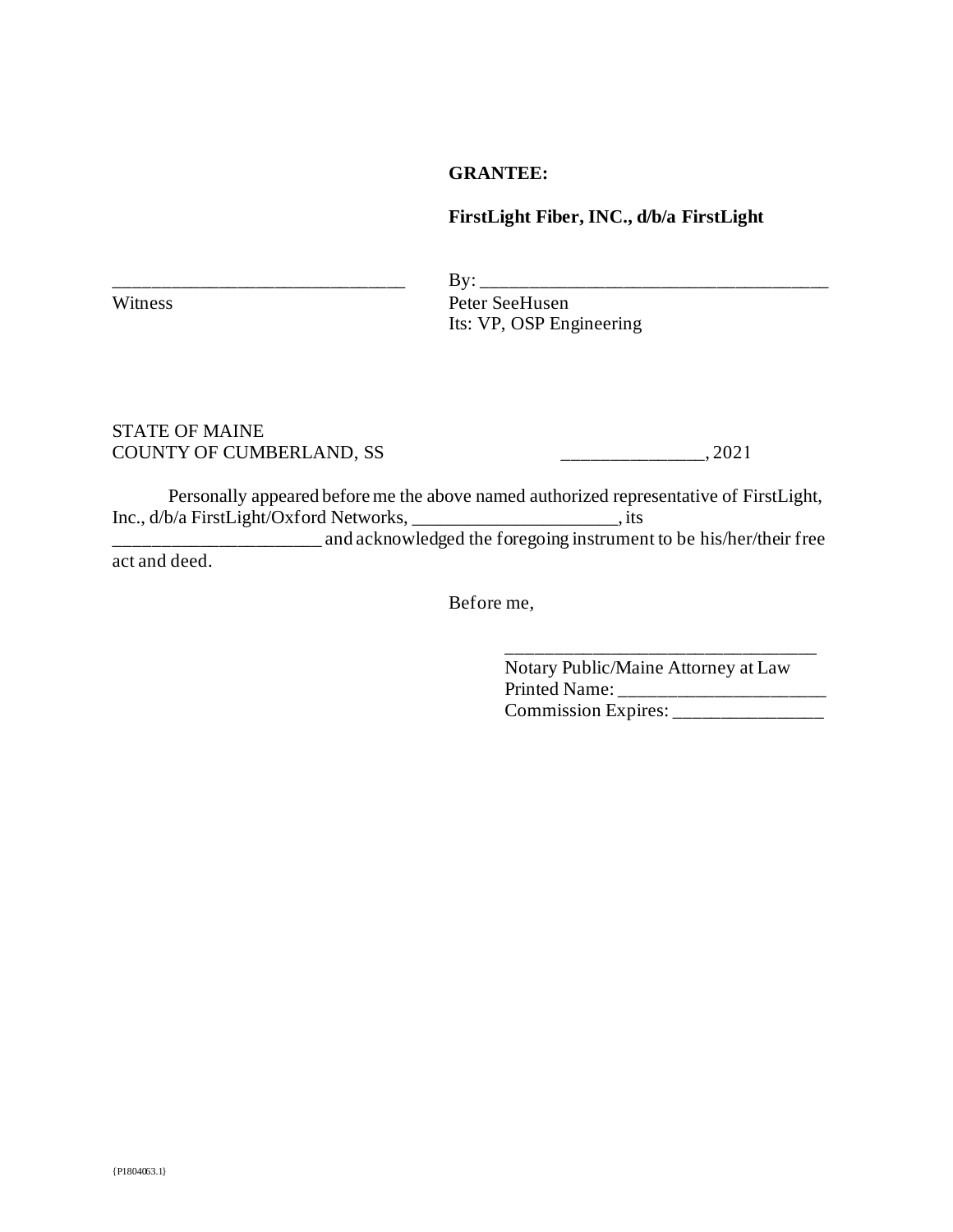**GRANTEE:**

**FirstLight Fiber, INC., d/b/a FirstLight**

_______________________________ &nbsp;&nbsp;&nbsp;&nbsp; By: _____________________________________
Witness &nbsp;&nbsp;&nbsp;&nbsp; Peter SeeHusen
Its: VP, OSP Engineering

STATE OF MAINE
COUNTY OF CUMBERLAND, SS &nbsp;&nbsp;&nbsp;&nbsp; _______________, 2021

Personally appeared before me the above named authorized representative of FirstLight, Inc., d/b/a FirstLight/Oxford Networks, _____________________, its _____________________ and acknowledged the foregoing instrument to be his/her/their free act and deed.

Before me,

_________________________________
Notary Public/Maine Attorney at Law
Printed Name: ______________________
Commission Expires: ________________

{P1804063.1}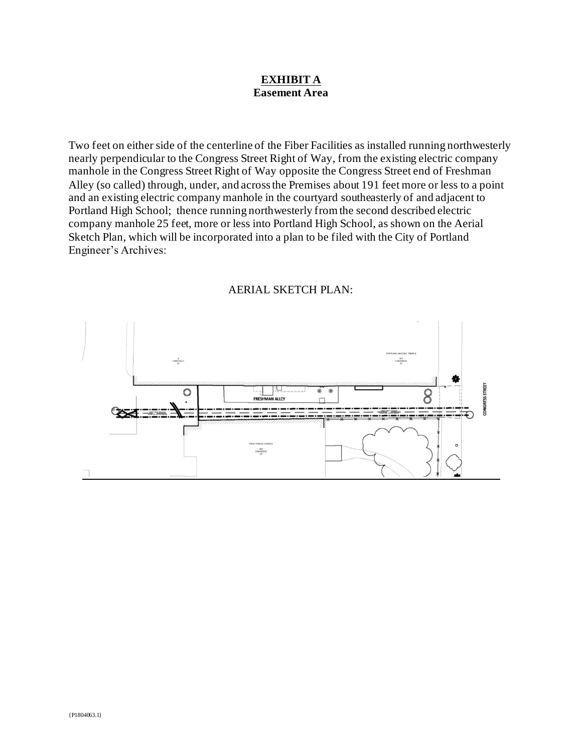**EXHIBIT A**
**Easement Area**

Two feet on either side of the centerline of the Fiber Facilities as installed running northwesterly nearly perpendicular to the Congress Street Right of Way, from the existing electric company manhole in the Congress Street Right of Way opposite the Congress Street end of Freshman Alley (so called) through, under, and across the Premises about 191 feet more or less to a point and an existing electric company manhole in the courtyard southeasterly of and adjacent to Portland High School; thence running northwesterly from the second described electric company manhole 25 feet, more or less into Portland High School, as shown on the Aerial Sketch Plan, which will be incorporated into a plan to be filed with the City of Portland Engineer's Archives:

AERIAL SKETCH PLAN:

PORTLAND MASONIC TEMPLE
415 CONGRESS ST

5 CHESTNUT ST

FRESHMAN ALLEY

CONGRESS STREET

FIRST PARISH CHURCH
425 CONGRESS ST